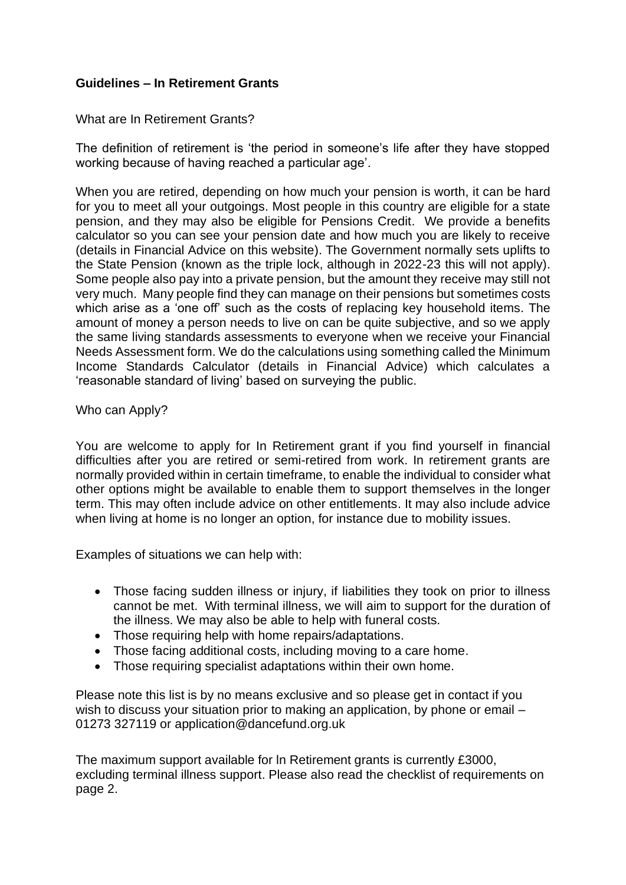**Guidelines – In Retirement Grants**

What are In Retirement Grants?

The definition of retirement is 'the period in someone's life after they have stopped working because of having reached a particular age'.

When you are retired, depending on how much your pension is worth, it can be hard for you to meet all your outgoings. Most people in this country are eligible for a state pension, and they may also be eligible for Pensions Credit. We provide a benefits calculator so you can see your pension date and how much you are likely to receive (details in Financial Advice on this website). The Government normally sets uplifts to the State Pension (known as the triple lock, although in 2022-23 this will not apply). Some people also pay into a private pension, but the amount they receive may still not very much. Many people find they can manage on their pensions but sometimes costs which arise as a 'one off' such as the costs of replacing key household items. The amount of money a person needs to live on can be quite subjective, and so we apply the same living standards assessments to everyone when we receive your Financial Needs Assessment form. We do the calculations using something called the Minimum Income Standards Calculator (details in Financial Advice) which calculates a 'reasonable standard of living' based on surveying the public.

Who can Apply?

You are welcome to apply for In Retirement grant if you find yourself in financial difficulties after you are retired or semi-retired from work. In retirement grants are normally provided within in certain timeframe, to enable the individual to consider what other options might be available to enable them to support themselves in the longer term. This may often include advice on other entitlements. It may also include advice when living at home is no longer an option, for instance due to mobility issues.

Examples of situations we can help with:

- Those facing sudden illness or injury, if liabilities they took on prior to illness cannot be met. With terminal illness, we will aim to support for the duration of the illness. We may also be able to help with funeral costs.
- Those requiring help with home repairs/adaptations.
- Those facing additional costs, including moving to a care home.
- Those requiring specialist adaptations within their own home.

Please note this list is by no means exclusive and so please get in contact if you wish to discuss your situation prior to making an application, by phone or email – 01273 327119 or application@dancefund.org.uk

The maximum support available for In Retirement grants is currently £3000, excluding terminal illness support. Please also read the checklist of requirements on page 2.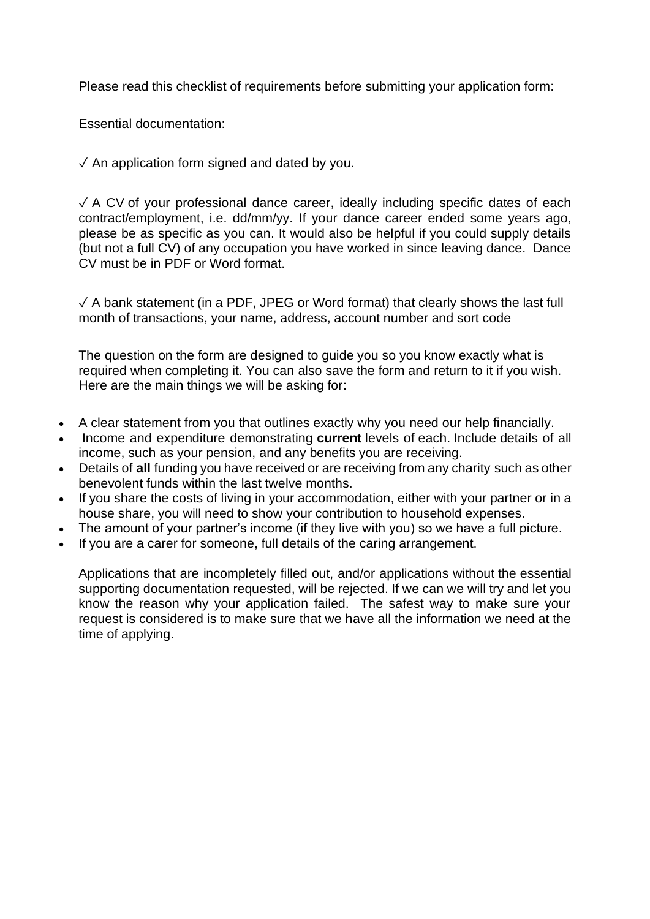Please read this checklist of requirements before submitting your application form:

Essential documentation:

✓ An application form signed and dated by you.

✓ A CV of your professional dance career, ideally including specific dates of each contract/employment, i.e. dd/mm/yy. If your dance career ended some years ago, please be as specific as you can. It would also be helpful if you could supply details (but not a full CV) of any occupation you have worked in since leaving dance. Dance CV must be in PDF or Word format.

✓ A bank statement (in a PDF, JPEG or Word format) that clearly shows the last full month of transactions, your name, address, account number and sort code

The question on the form are designed to guide you so you know exactly what is required when completing it. You can also save the form and return to it if you wish. Here are the main things we will be asking for:

- A clear statement from you that outlines exactly why you need our help financially.
- Income and expenditure demonstrating **current** levels of each. Include details of all income, such as your pension, and any benefits you are receiving.
- Details of **all** funding you have received or are receiving from any charity such as other benevolent funds within the last twelve months.
- If you share the costs of living in your accommodation, either with your partner or in a house share, you will need to show your contribution to household expenses.
- The amount of your partner's income (if they live with you) so we have a full picture.
- If you are a carer for someone, full details of the caring arrangement.

Applications that are incompletely filled out, and/or applications without the essential supporting documentation requested, will be rejected. If we can we will try and let you know the reason why your application failed. The safest way to make sure your request is considered is to make sure that we have all the information we need at the time of applying.